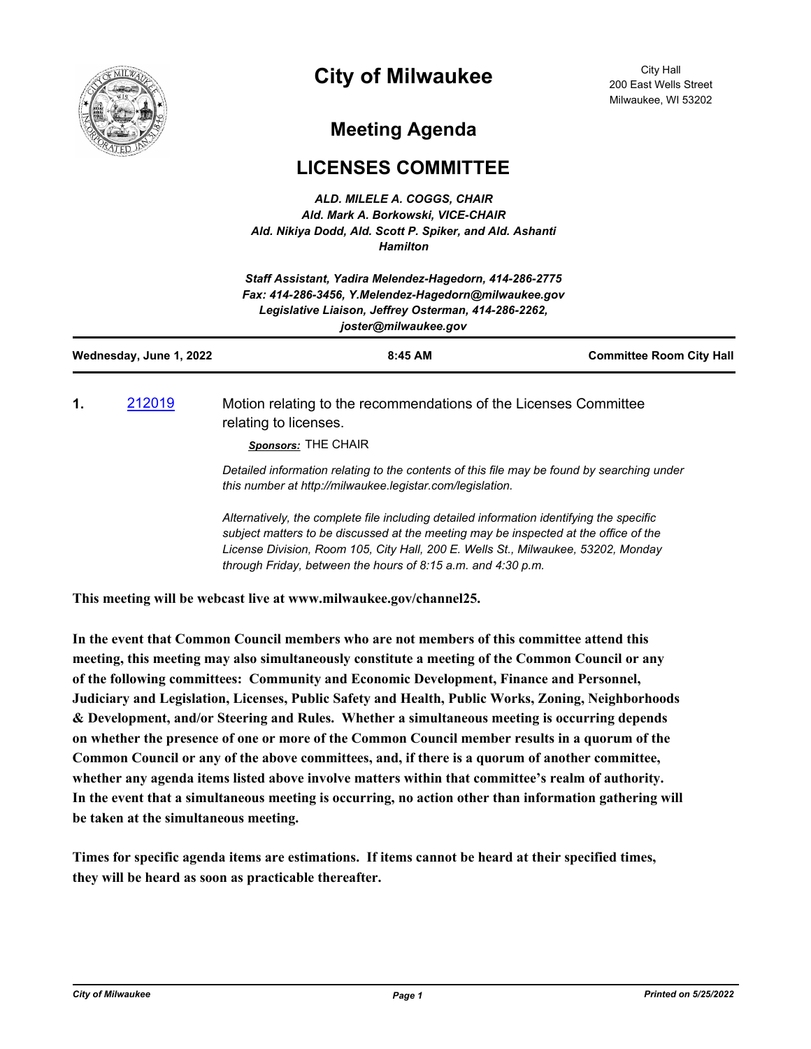# City of Milwaukee

City Hall
200 East Wells Street
Milwaukee, WI 53202

## Meeting Agenda

## LICENSES COMMITTEE

***ALD. MILELE A. COGGS, CHAIR***
***Ald. Mark A. Borkowski, VICE-CHAIR***
***Ald. Nikiya Dodd, Ald. Scott P. Spiker, and Ald. Ashanti Hamilton***

***Staff Assistant, Yadira Melendez-Hagedorn, 414-286-2775***
***Fax: 414-286-3456, Y.Melendez-Hagedorn@milwaukee.gov***
***Legislative Liaison, Jeffrey Osterman, 414-286-2262, joster@milwaukee.gov***

**Wednesday, June 1, 2022** | **8:45 AM** | **Committee Room City Hall**

**1.** 212019 — Motion relating to the recommendations of the Licenses Committee relating to licenses.

***Sponsors:*** THE CHAIR

*Detailed information relating to the contents of this file may be found by searching under this number at http://milwaukee.legistar.com/legislation.*

*Alternatively, the complete file including detailed information identifying the specific subject matters to be discussed at the meeting may be inspected at the office of the License Division, Room 105, City Hall, 200 E. Wells St., Milwaukee, 53202, Monday through Friday, between the hours of 8:15 a.m. and 4:30 p.m.*

**This meeting will be webcast live at www.milwaukee.gov/channel25.**

**In the event that Common Council members who are not members of this committee attend this meeting, this meeting may also simultaneously constitute a meeting of the Common Council or any of the following committees: Community and Economic Development, Finance and Personnel, Judiciary and Legislation, Licenses, Public Safety and Health, Public Works, Zoning, Neighborhoods & Development, and/or Steering and Rules. Whether a simultaneous meeting is occurring depends on whether the presence of one or more of the Common Council member results in a quorum of the Common Council or any of the above committees, and, if there is a quorum of another committee, whether any agenda items listed above involve matters within that committee's realm of authority. In the event that a simultaneous meeting is occurring, no action other than information gathering will be taken at the simultaneous meeting.**

**Times for specific agenda items are estimations. If items cannot be heard at their specified times, they will be heard as soon as practicable thereafter.**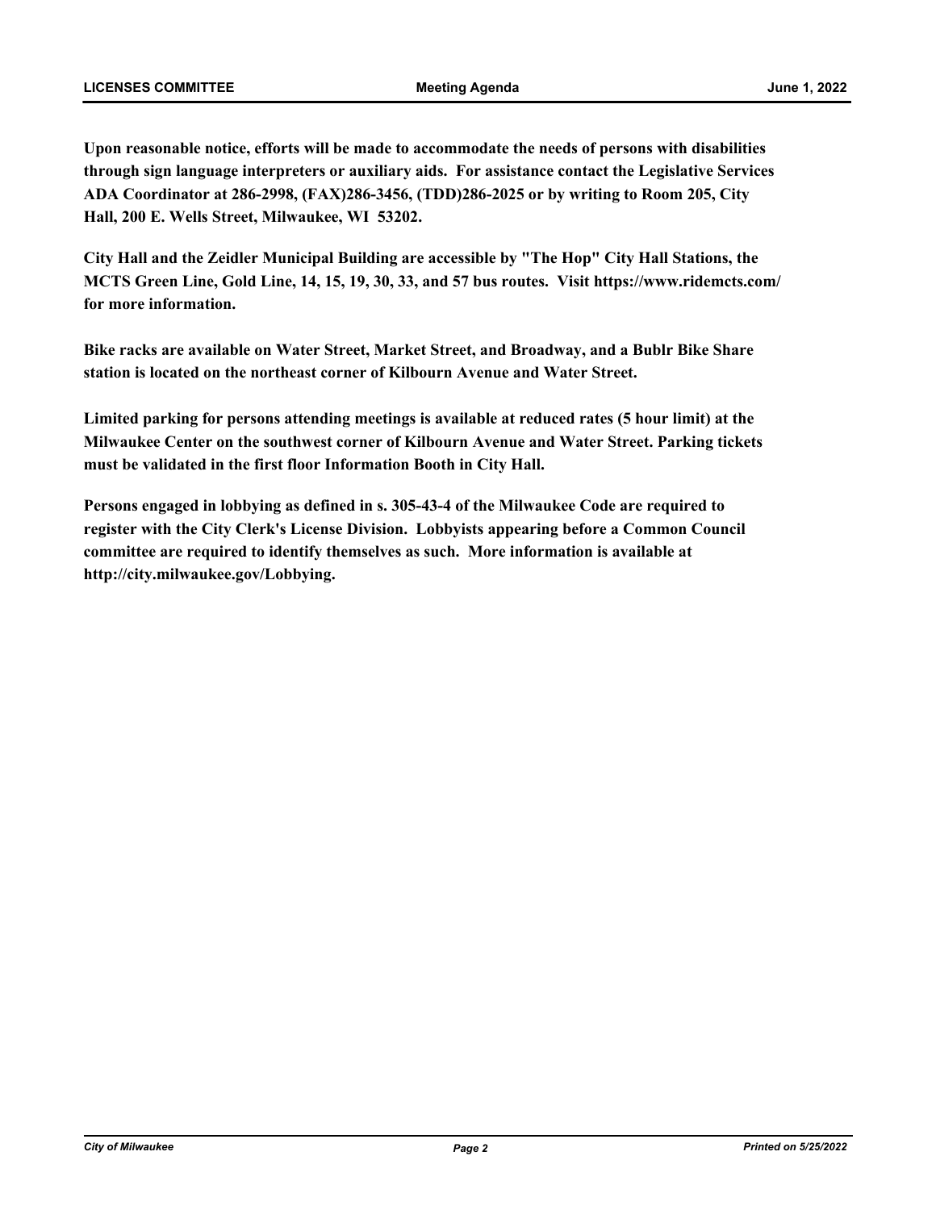**Upon reasonable notice, efforts will be made to accommodate the needs of persons with disabilities through sign language interpreters or auxiliary aids. For assistance contact the Legislative Services ADA Coordinator at 286-2998, (FAX)286-3456, (TDD)286-2025 or by writing to Room 205, City Hall, 200 E. Wells Street, Milwaukee, WI 53202.**

**City Hall and the Zeidler Municipal Building are accessible by "The Hop" City Hall Stations, the MCTS Green Line, Gold Line, 14, 15, 19, 30, 33, and 57 bus routes. Visit https://www.ridemcts.com/ for more information.**

**Bike racks are available on Water Street, Market Street, and Broadway, and a Bublr Bike Share station is located on the northeast corner of Kilbourn Avenue and Water Street.**

**Limited parking for persons attending meetings is available at reduced rates (5 hour limit) at the Milwaukee Center on the southwest corner of Kilbourn Avenue and Water Street. Parking tickets must be validated in the first floor Information Booth in City Hall.**

**Persons engaged in lobbying as defined in s. 305-43-4 of the Milwaukee Code are required to register with the City Clerk's License Division. Lobbyists appearing before a Common Council committee are required to identify themselves as such. More information is available at http://city.milwaukee.gov/Lobbying.**